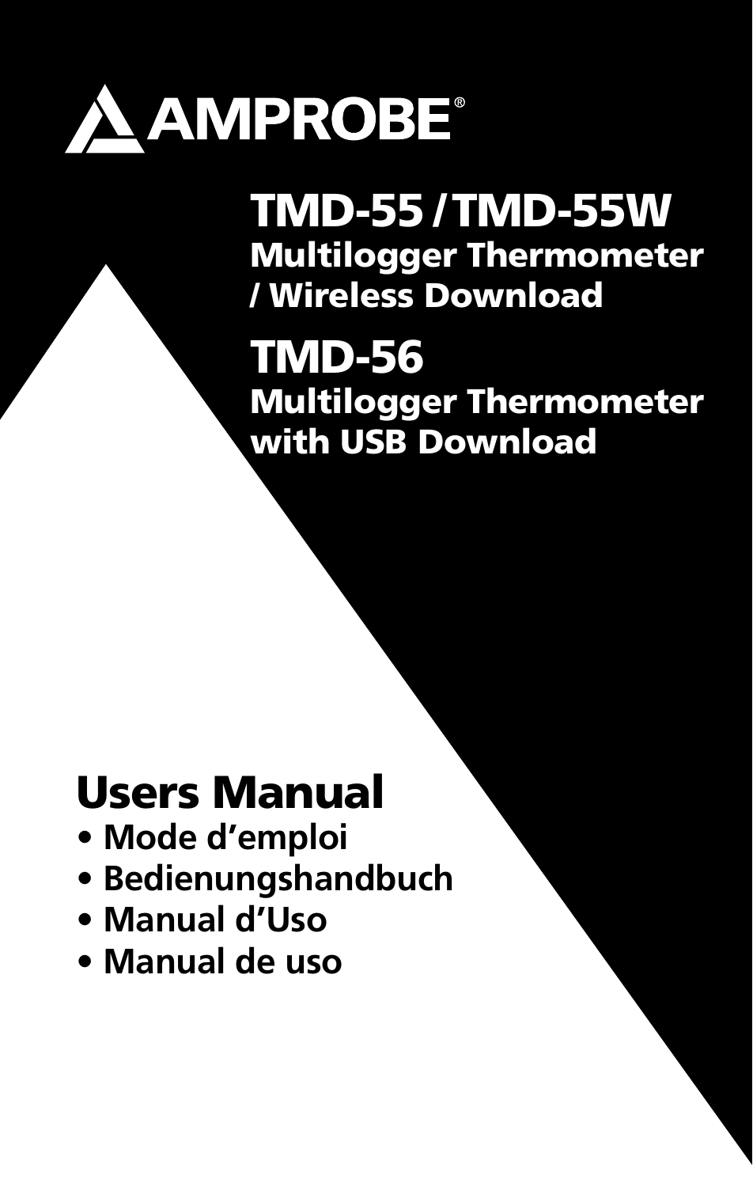AMPROBE®

# TMD-55 / TMD-55W

## Multilogger Thermometer / Wireless Download

# TMD-56

## Multilogger Thermometer with USB Download

# Users Manual

- Mode d'emploi
- Bedienungshandbuch
- Manual d'Uso
- Manual de uso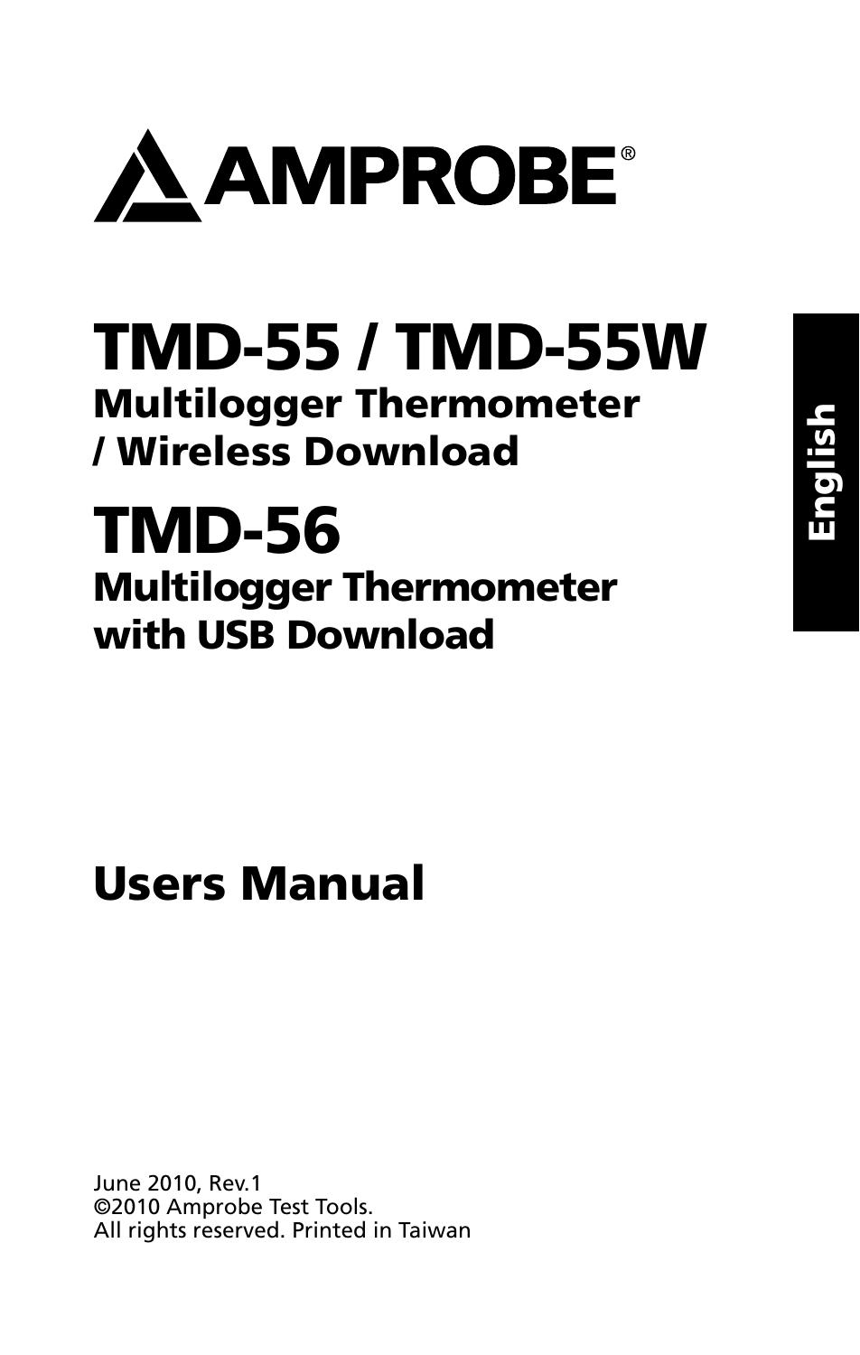# AMPROBE®

# TMD-55 / TMD-55W

## Multilogger Thermometer / Wireless Download

# TMD-56

## Multilogger Thermometer with USB Download

## Users Manual

English

June 2010, Rev.1
©2010 Amprobe Test Tools.
All rights reserved. Printed in Taiwan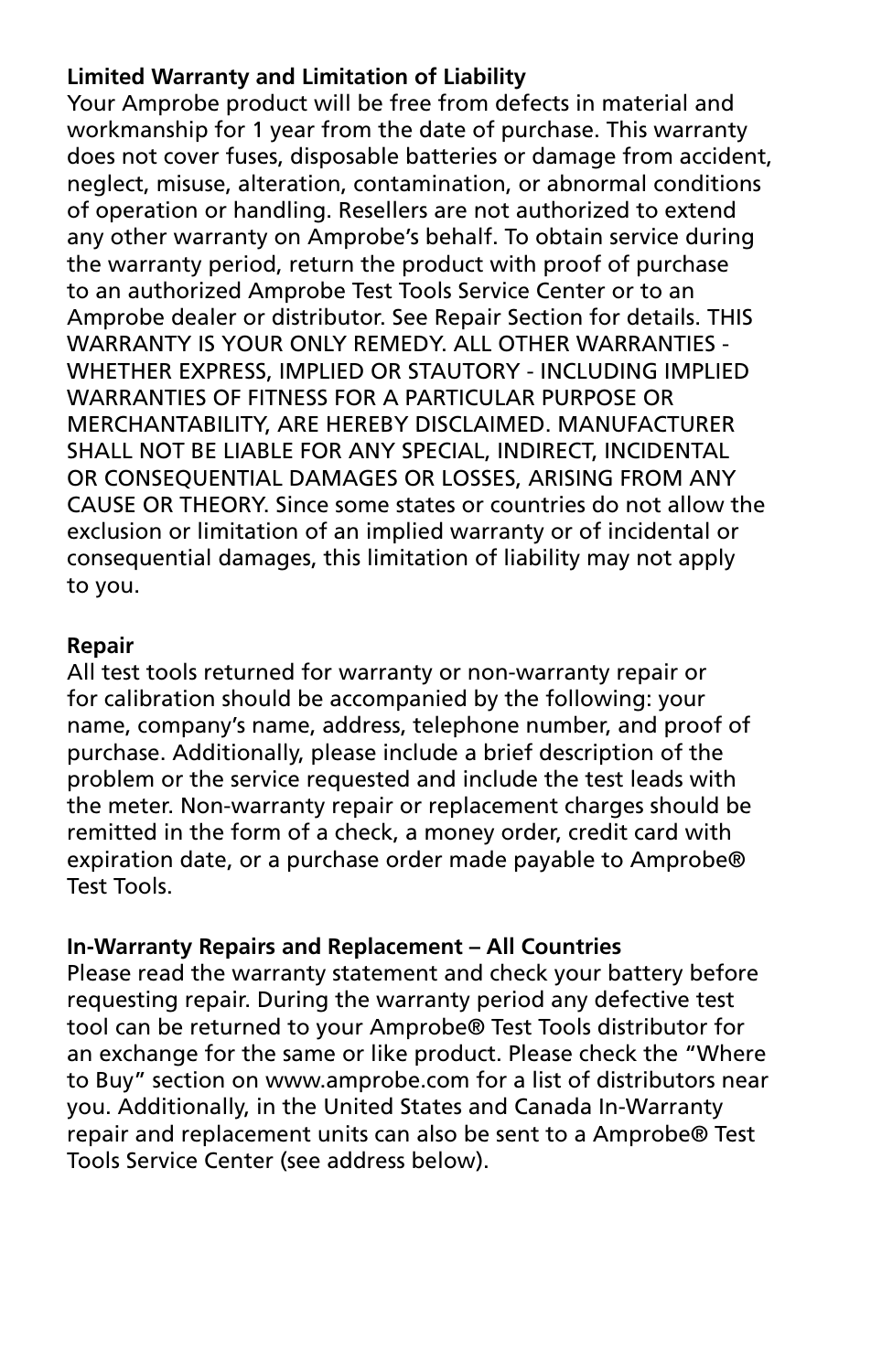**Limited Warranty and Limitation of Liability**

Your Amprobe product will be free from defects in material and workmanship for 1 year from the date of purchase. This warranty does not cover fuses, disposable batteries or damage from accident, neglect, misuse, alteration, contamination, or abnormal conditions of operation or handling. Resellers are not authorized to extend any other warranty on Amprobe's behalf. To obtain service during the warranty period, return the product with proof of purchase to an authorized Amprobe Test Tools Service Center or to an Amprobe dealer or distributor. See Repair Section for details. THIS WARRANTY IS YOUR ONLY REMEDY. ALL OTHER WARRANTIES - WHETHER EXPRESS, IMPLIED OR STAUTORY - INCLUDING IMPLIED WARRANTIES OF FITNESS FOR A PARTICULAR PURPOSE OR MERCHANTABILITY, ARE HEREBY DISCLAIMED. MANUFACTURER SHALL NOT BE LIABLE FOR ANY SPECIAL, INDIRECT, INCIDENTAL OR CONSEQUENTIAL DAMAGES OR LOSSES, ARISING FROM ANY CAUSE OR THEORY. Since some states or countries do not allow the exclusion or limitation of an implied warranty or of incidental or consequential damages, this limitation of liability may not apply to you.

**Repair**

All test tools returned for warranty or non-warranty repair or for calibration should be accompanied by the following: your name, company's name, address, telephone number, and proof of purchase. Additionally, please include a brief description of the problem or the service requested and include the test leads with the meter. Non-warranty repair or replacement charges should be remitted in the form of a check, a money order, credit card with expiration date, or a purchase order made payable to Amprobe® Test Tools.

**In-Warranty Repairs and Replacement – All Countries**

Please read the warranty statement and check your battery before requesting repair. During the warranty period any defective test tool can be returned to your Amprobe® Test Tools distributor for an exchange for the same or like product. Please check the "Where to Buy" section on www.amprobe.com for a list of distributors near you. Additionally, in the United States and Canada In-Warranty repair and replacement units can also be sent to a Amprobe® Test Tools Service Center (see address below).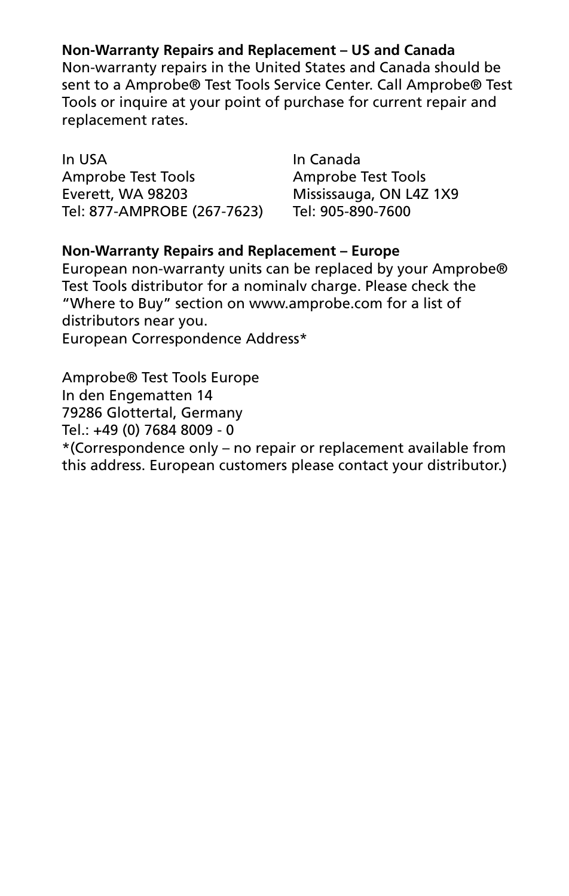**Non-Warranty Repairs and Replacement – US and Canada**
Non-warranty repairs in the United States and Canada should be sent to a Amprobe® Test Tools Service Center. Call Amprobe® Test Tools or inquire at your point of purchase for current repair and replacement rates.

In USA
Amprobe Test Tools
Everett, WA 98203
Tel: 877-AMPROBE (267-7623)

In Canada
Amprobe Test Tools
Mississauga, ON L4Z 1X9
Tel: 905-890-7600

**Non-Warranty Repairs and Replacement – Europe**
European non-warranty units can be replaced by your Amprobe® Test Tools distributor for a nominalv charge. Please check the "Where to Buy" section on www.amprobe.com for a list of distributors near you.
European Correspondence Address*

Amprobe® Test Tools Europe
In den Engematten 14
79286 Glottertal, Germany
Tel.: +49 (0) 7684 8009 - 0
*(Correspondence only – no repair or replacement available from this address. European customers please contact your distributor.)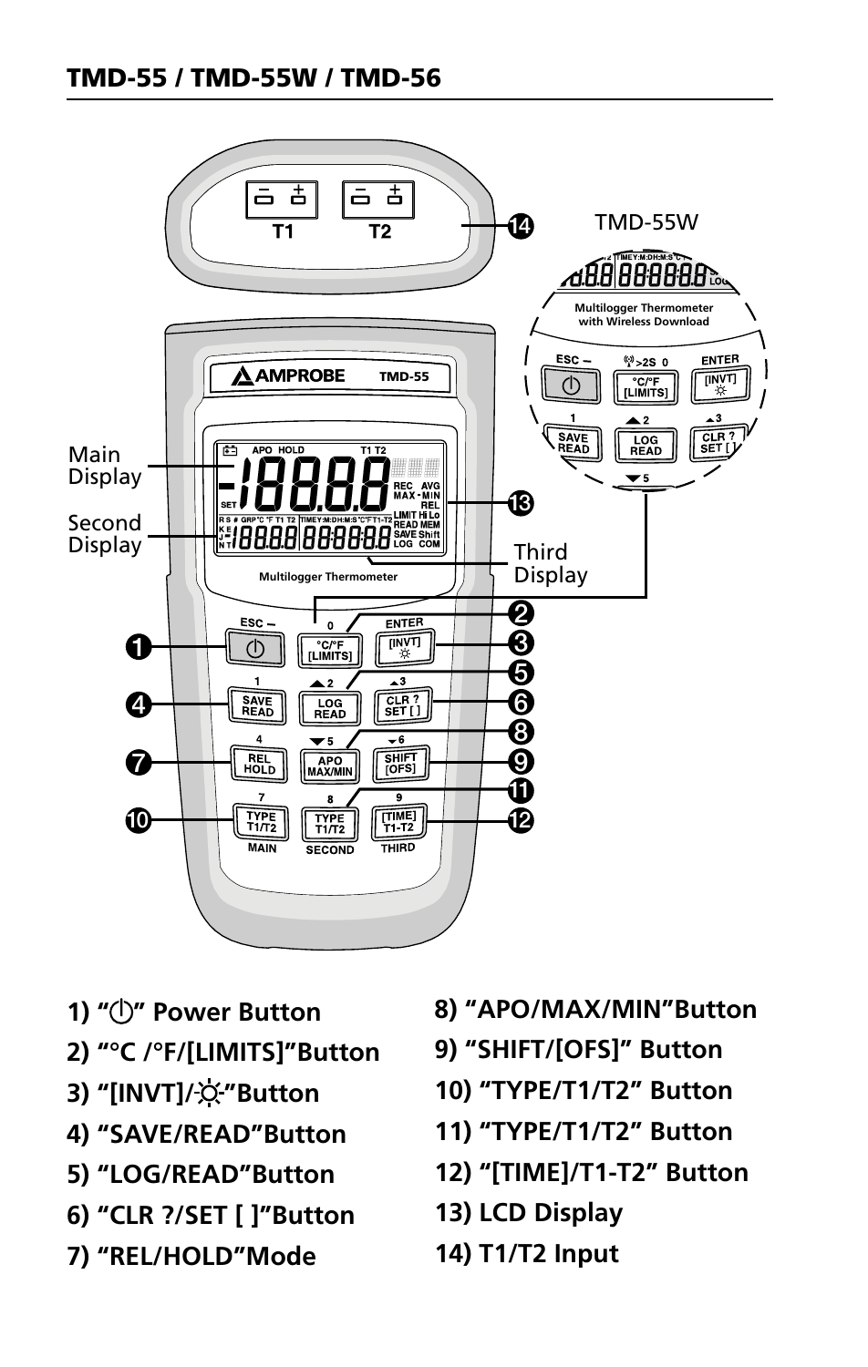## TMD-55 / TMD-55W / TMD-56

1) "⏻" Power Button
2) "°C /°F/[LIMITS]"Button
3) "[INVT]/☼"Button
4) "SAVE/READ"Button
5) "LOG/READ"Button
6) "CLR ?/SET [ ]"Button
7) "REL/HOLD"Mode
8) "APO/MAX/MIN"Button
9) "SHIFT/[OFS]" Button
10) "TYPE/T1/T2" Button
11) "TYPE/T1/T2" Button
12) "[TIME]/T1-T2" Button
13) LCD Display
14) T1/T2 Input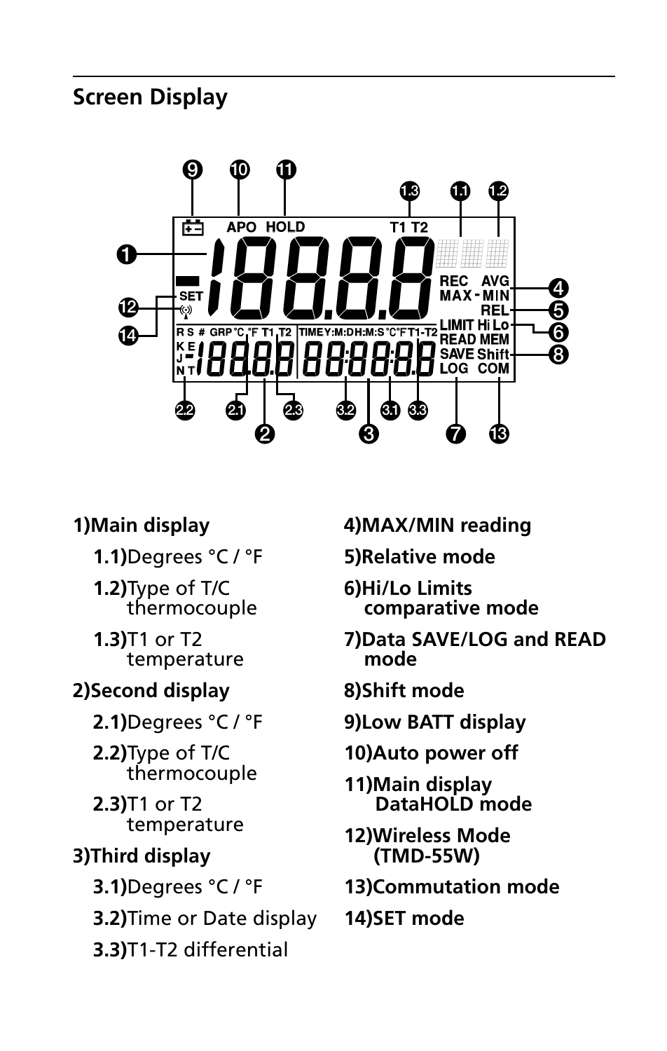## Screen Display

1)**Main display**

- **1.1)** Degrees °C / °F
- **1.2)** Type of T/C thermocouple
- **1.3)** T1 or T2 temperature

2)**Second display**

- **2.1)** Degrees °C / °F
- **2.2)** Type of T/C thermocouple
- **2.3)** T1 or T2 temperature

3)**Third display**

- **3.1)** Degrees °C / °F
- **3.2)** Time or Date display
- **3.3)** T1-T2 differential

**4)MAX/MIN reading**

**5)Relative mode**

**6)Hi/Lo Limits comparative mode**

**7)Data SAVE/LOG and READ mode**

**8)Shift mode**

**9)Low BATT display**

**10)Auto power off**

**11)Main display DataHOLD mode**

**12)Wireless Mode (TMD-55W)**

**13)Commutation mode**

**14)SET mode**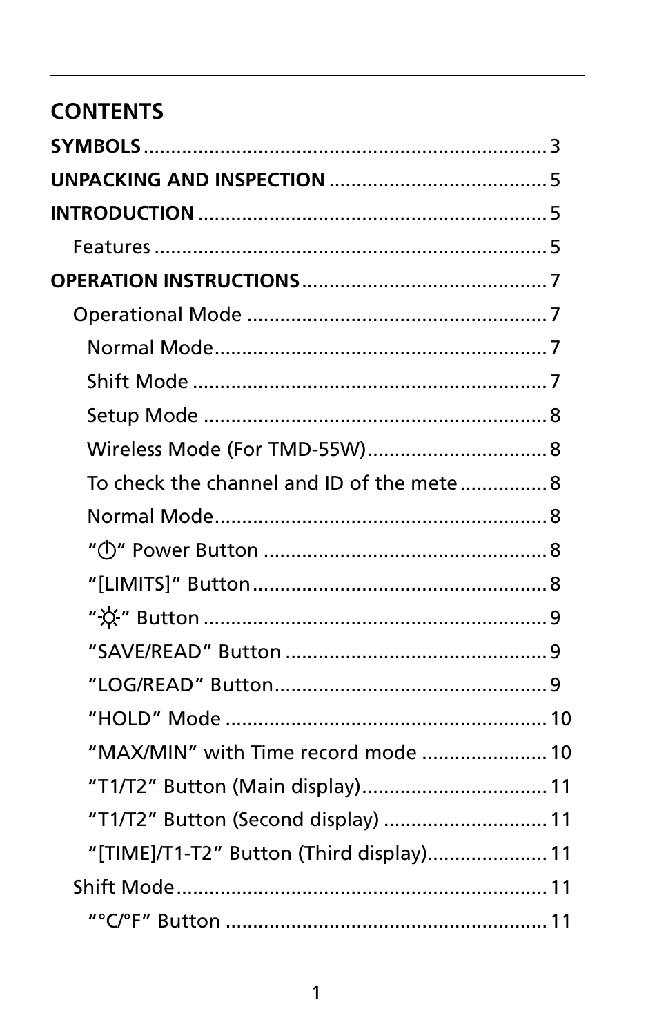# CONTENTS

**SYMBOLS** ........................................................................ 3

**UNPACKING AND INSPECTION** ........................................ 5

**INTRODUCTION** ................................................................ 5

- Features ........................................................................ 5

**OPERATION INSTRUCTIONS** ............................................. 7

- Operational Mode ........................................................ 7
  - Normal Mode............................................................. 7
  - Shift Mode ................................................................. 7
  - Setup Mode ............................................................... 8
  - Wireless Mode (For TMD-55W)................................. 8
  - To check the channel and ID of the mete ................ 8
  - Normal Mode............................................................. 8
  - "⏻" Power Button .................................................... 8
  - "[LIMITS]" Button...................................................... 8
  - "☼" Button ............................................................... 9
  - "SAVE/READ" Button ................................................ 9
  - "LOG/READ" Button.................................................. 9
  - "HOLD" Mode ........................................................... 10
  - "MAX/MIN" with Time record mode ....................... 10
  - "T1/T2" Button (Main display).................................. 11
  - "T1/T2" Button (Second display) .............................. 11
  - "[TIME]/T1-T2" Button (Third display)...................... 11
- Shift Mode.................................................................... 11
  - "°C/°F" Button ........................................................... 11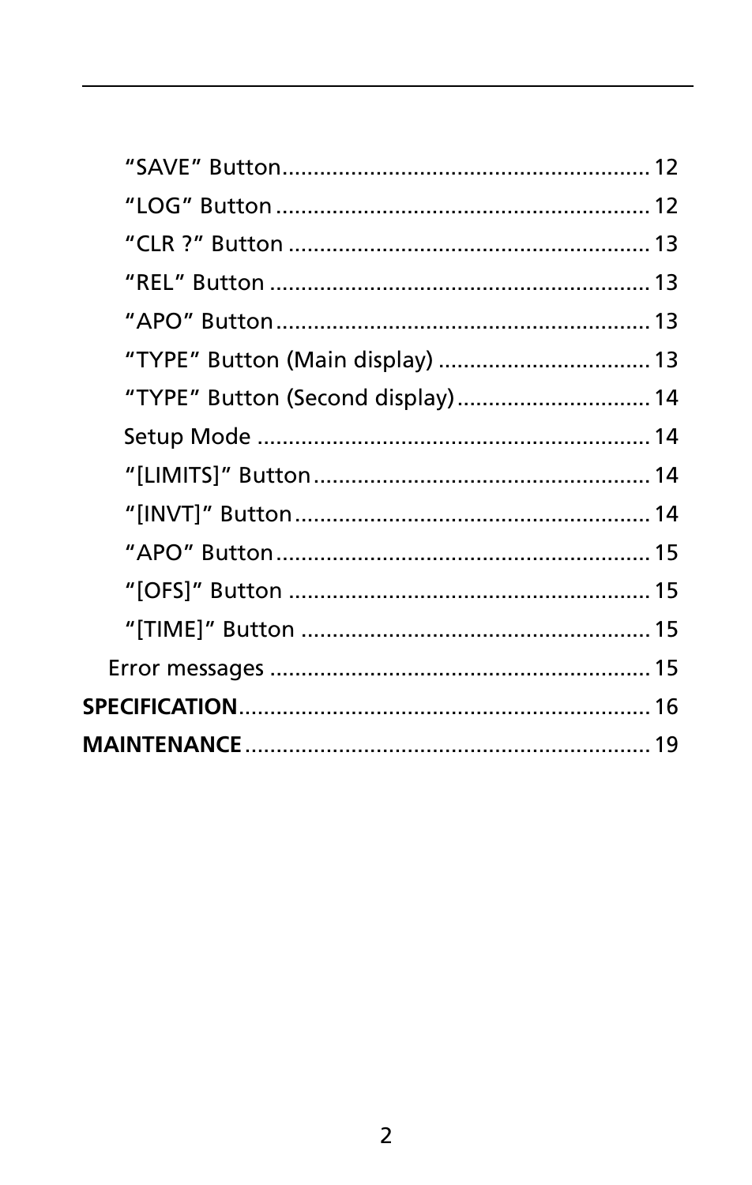“SAVE” Button ........................................................ 12

“LOG” Button .......................................................... 12

“CLR ?” Button ........................................................ 13

“REL” Button ........................................................... 13

“APO” Button ........................................................... 13

“TYPE” Button (Main display) .................................. 13

“TYPE” Button (Second display) ............................... 14

Setup Mode ............................................................. 14

“[LIMITS]” Button .................................................... 14

“[INVT]” Button ....................................................... 14

“APO” Button ........................................................... 15

“[OFS]” Button ........................................................ 15

“[TIME]” Button ....................................................... 15

Error messages ............................................................ 15

**SPECIFICATION** ................................................................ 16

**MAINTENANCE** ................................................................ 19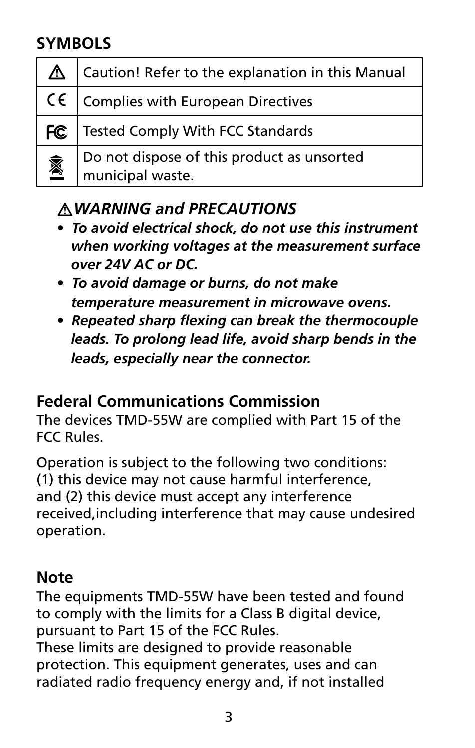## SYMBOLS

| Symbol | Description |
|---|---|
| ⚠ | Caution! Refer to the explanation in this Manual |
| CE | Complies with European Directives |
| FC | Tested Comply With FCC Standards |
| (crossed-out bin) | Do not dispose of this product as unsorted municipal waste. |

### ⚠ *WARNING and PRECAUTIONS*

- ***To avoid electrical shock, do not use this instrument when working voltages at the measurement surface over 24V AC or DC.***
- ***To avoid damage or burns, do not make temperature measurement in microwave ovens.***
- ***Repeated sharp flexing can break the thermocouple leads. To prolong lead life, avoid sharp bends in the leads, especially near the connector.***

## Federal Communications Commission

The devices TMD-55W are complied with Part 15 of the FCC Rules.

Operation is subject to the following two conditions: (1) this device may not cause harmful interference, and (2) this device must accept any interference received,including interference that may cause undesired operation.

## Note

The equipments TMD-55W have been tested and found to comply with the limits for a Class B digital device, pursuant to Part 15 of the FCC Rules.
These limits are designed to provide reasonable protection. This equipment generates, uses and can radiated radio frequency energy and, if not installed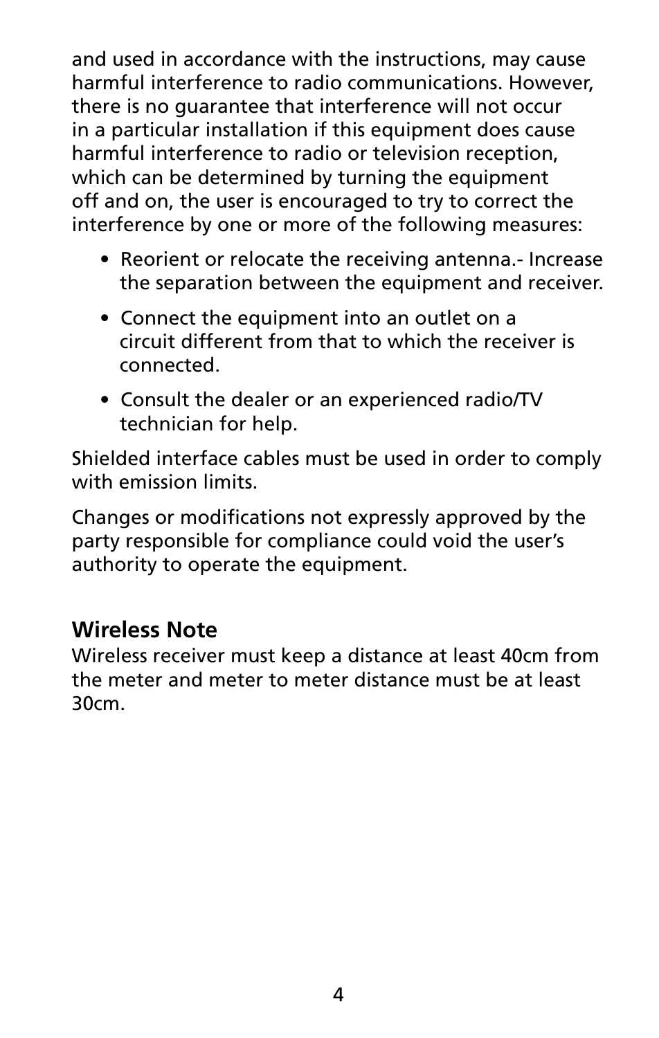and used in accordance with the instructions, may cause harmful interference to radio communications. However, there is no guarantee that interference will not occur in a particular installation if this equipment does cause harmful interference to radio or television reception, which can be determined by turning the equipment off and on, the user is encouraged to try to correct the interference by one or more of the following measures:

- Reorient or relocate the receiving antenna.- Increase the separation between the equipment and receiver.
- Connect the equipment into an outlet on a circuit different from that to which the receiver is connected.
- Consult the dealer or an experienced radio/TV technician for help.

Shielded interface cables must be used in order to comply with emission limits.

Changes or modifications not expressly approved by the party responsible for compliance could void the user's authority to operate the equipment.

## Wireless Note

Wireless receiver must keep a distance at least 40cm from the meter and meter to meter distance must be at least 30cm.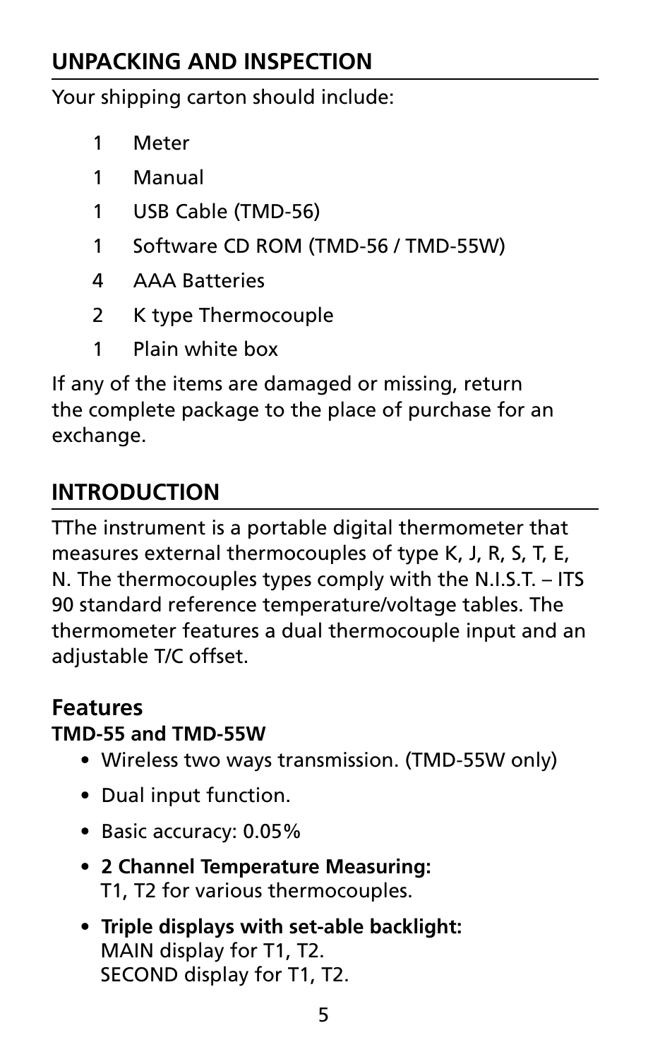## UNPACKING AND INSPECTION

Your shipping carton should include:

- 1 Meter
- 1 Manual
- 1 USB Cable (TMD-56)
- 1 Software CD ROM (TMD-56 / TMD-55W)
- 4 AAA Batteries
- 2 K type Thermocouple
- 1 Plain white box

If any of the items are damaged or missing, return the complete package to the place of purchase for an exchange.

## INTRODUCTION

TThe instrument is a portable digital thermometer that measures external thermocouples of type K, J, R, S, T, E, N. The thermocouples types comply with the N.I.S.T. – ITS 90 standard reference temperature/voltage tables. The thermometer features a dual thermocouple input and an adjustable T/C offset.

### Features

**TMD-55 and TMD-55W**

- Wireless two ways transmission. (TMD-55W only)
- Dual input function.
- Basic accuracy: 0.05%
- **2 Channel Temperature Measuring:**
  T1, T2 for various thermocouples.
- **Triple displays with set-able backlight:**
  MAIN display for T1, T2.
  SECOND display for T1, T2.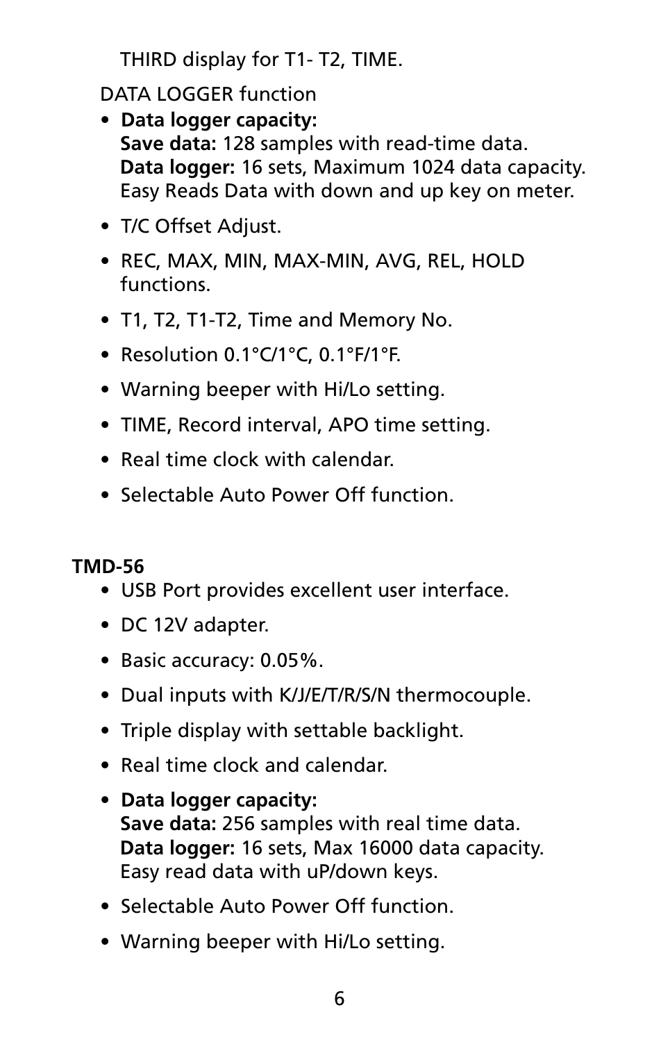THIRD display for T1- T2, TIME.

DATA LOGGER function

- **Data logger capacity:**
  **Save data:** 128 samples with read-time data.
  **Data logger:** 16 sets, Maximum 1024 data capacity.
  Easy Reads Data with down and up key on meter.
- T/C Offset Adjust.
- REC, MAX, MIN, MAX-MIN, AVG, REL, HOLD functions.
- T1, T2, T1-T2, Time and Memory No.
- Resolution 0.1°C/1°C, 0.1°F/1°F.
- Warning beeper with Hi/Lo setting.
- TIME, Record interval, APO time setting.
- Real time clock with calendar.
- Selectable Auto Power Off function.

**TMD-56**

- USB Port provides excellent user interface.
- DC 12V adapter.
- Basic accuracy: 0.05%.
- Dual inputs with K/J/E/T/R/S/N thermocouple.
- Triple display with settable backlight.
- Real time clock and calendar.
- **Data logger capacity:**
  **Save data:** 256 samples with real time data.
  **Data logger:** 16 sets, Max 16000 data capacity.
  Easy read data with uP/down keys.
- Selectable Auto Power Off function.
- Warning beeper with Hi/Lo setting.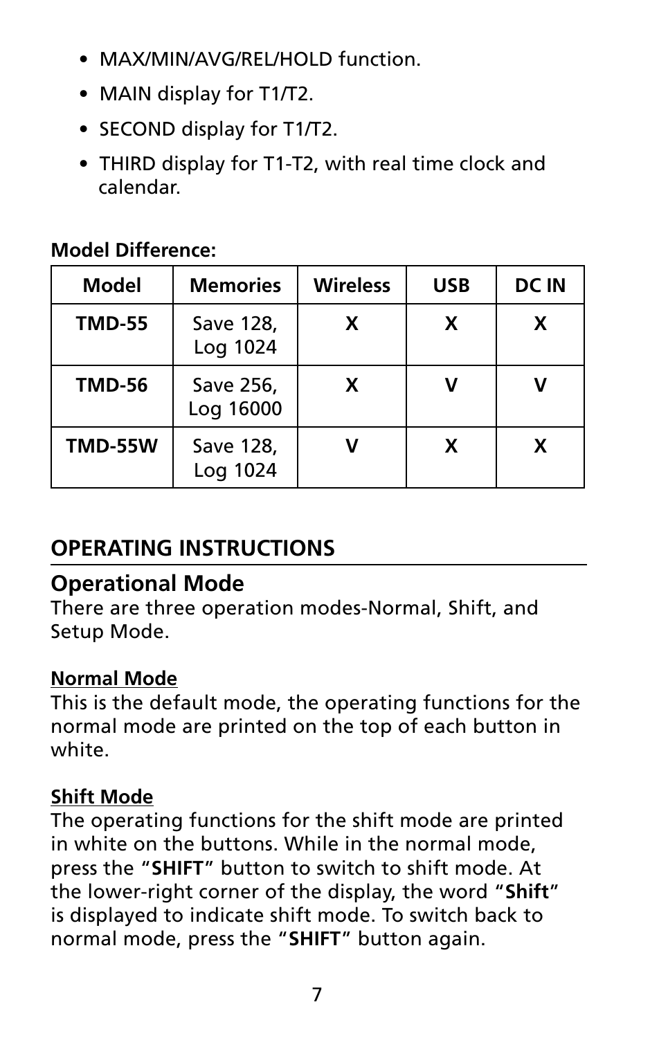- MAX/MIN/AVG/REL/HOLD function.
- MAIN display for T1/T2.
- SECOND display for T1/T2.
- THIRD display for T1-T2, with real time clock and calendar.

**Model Difference:**

| Model | Memories | Wireless | USB | DC IN |
|---|---|---|---|---|
| **TMD-55** | Save 128, Log 1024 | **X** | **X** | **X** |
| **TMD-56** | Save 256, Log 16000 | **X** | **V** | **V** |
| **TMD-55W** | Save 128, Log 1024 | **V** | **X** | **X** |

## OPERATING INSTRUCTIONS

### Operational Mode

There are three operation modes-Normal, Shift, and Setup Mode.

**Normal Mode**

This is the default mode, the operating functions for the normal mode are printed on the top of each button in white.

**Shift Mode**

The operating functions for the shift mode are printed in white on the buttons. While in the normal mode, press the "**SHIFT**" button to switch to shift mode. At the lower-right corner of the display, the word "**Shift**" is displayed to indicate shift mode. To switch back to normal mode, press the "**SHIFT**" button again.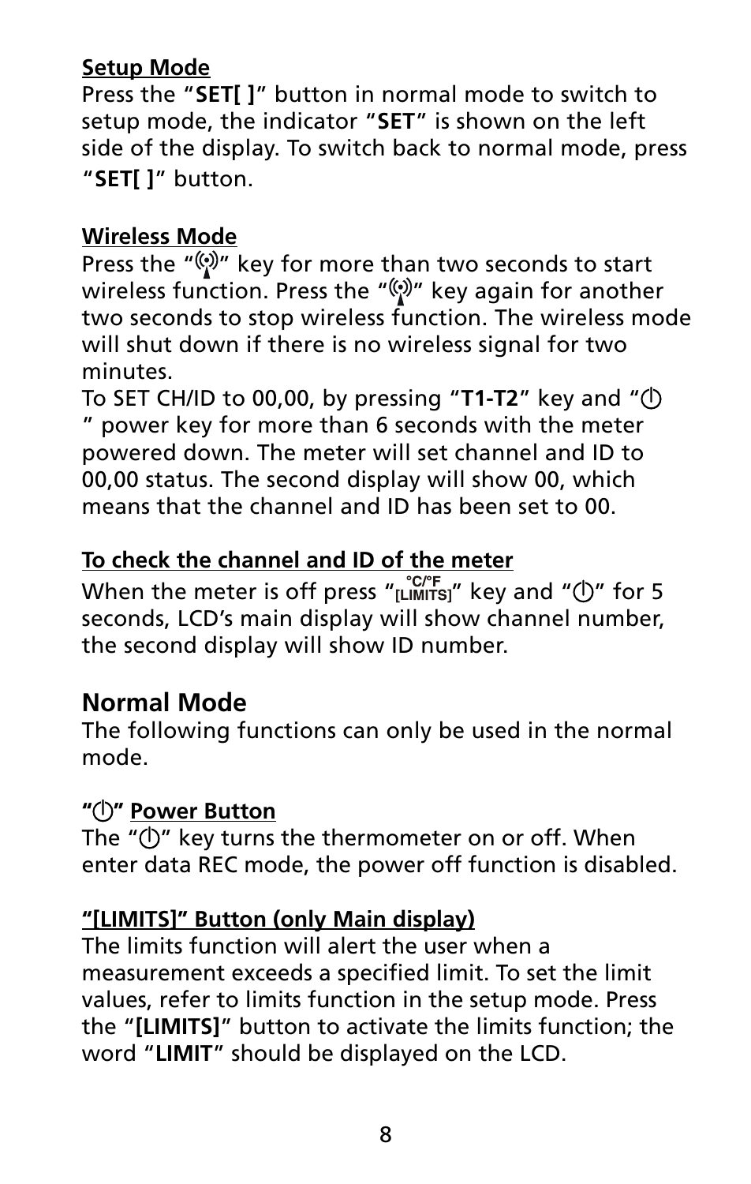**Setup Mode**

Press the "**SET[ ]**" button in normal mode to switch to setup mode, the indicator "**SET**" is shown on the left side of the display. To switch back to normal mode, press "**SET[ ]**" button.

**Wireless Mode**

Press the "((•))" key for more than two seconds to start wireless function. Press the "((•))" key again for another two seconds to stop wireless function. The wireless mode will shut down if there is no wireless signal for two minutes.

To SET CH/ID to 00,00, by pressing "**T1-T2**" key and "⏻" power key for more than 6 seconds with the meter powered down. The meter will set channel and ID to 00,00 status. The second display will show 00, which means that the channel and ID has been set to 00.

**To check the channel and ID of the meter**

When the meter is off press "°C/°F [LIMITS]" key and "⏻" for 5 seconds, LCD's main display will show channel number, the second display will show ID number.

## Normal Mode

The following functions can only be used in the normal mode.

**"⏻" Power Button**

The "⏻" key turns the thermometer on or off. When enter data REC mode, the power off function is disabled.

**"[LIMITS]" Button (only Main display)**

The limits function will alert the user when a measurement exceeds a specified limit. To set the limit values, refer to limits function in the setup mode. Press the "**[LIMITS]**" button to activate the limits function; the word "**LIMIT**" should be displayed on the LCD.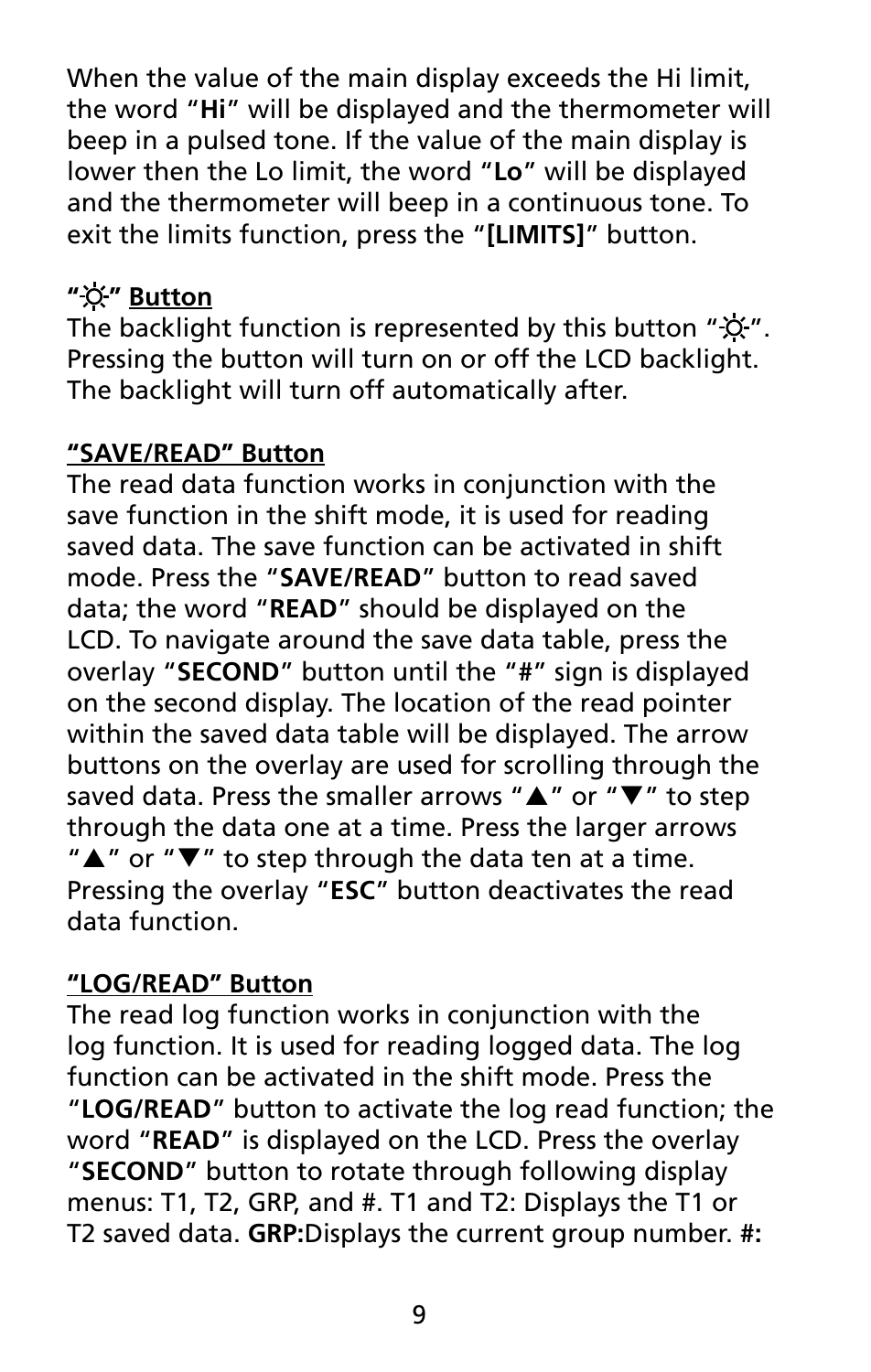When the value of the main display exceeds the Hi limit, the word "**Hi**" will be displayed and the thermometer will beep in a pulsed tone. If the value of the main display is lower then the Lo limit, the word "**Lo**" will be displayed and the thermometer will beep in a continuous tone. To exit the limits function, press the "**[LIMITS]**" button.

### "☼" Button

The backlight function is represented by this button "☼". Pressing the button will turn on or off the LCD backlight. The backlight will turn off automatically after.

### "SAVE/READ" Button

The read data function works in conjunction with the save function in the shift mode, it is used for reading saved data. The save function can be activated in shift mode. Press the "**SAVE/READ**" button to read saved data; the word "**READ**" should be displayed on the LCD. To navigate around the save data table, press the overlay "**SECOND**" button until the "**#**" sign is displayed on the second display. The location of the read pointer within the saved data table will be displayed. The arrow buttons on the overlay are used for scrolling through the saved data. Press the smaller arrows "▲" or "▼" to step through the data one at a time. Press the larger arrows "▲" or "▼" to step through the data ten at a time. Pressing the overlay "**ESC**" button deactivates the read data function.

### "LOG/READ" Button

The read log function works in conjunction with the log function. It is used for reading logged data. The log function can be activated in the shift mode. Press the "**LOG/READ**" button to activate the log read function; the word "**READ**" is displayed on the LCD. Press the overlay "**SECOND**" button to rotate through following display menus: T1, T2, GRP, and #. T1 and T2: Displays the T1 or T2 saved data. **GRP:**Displays the current group number. **#:**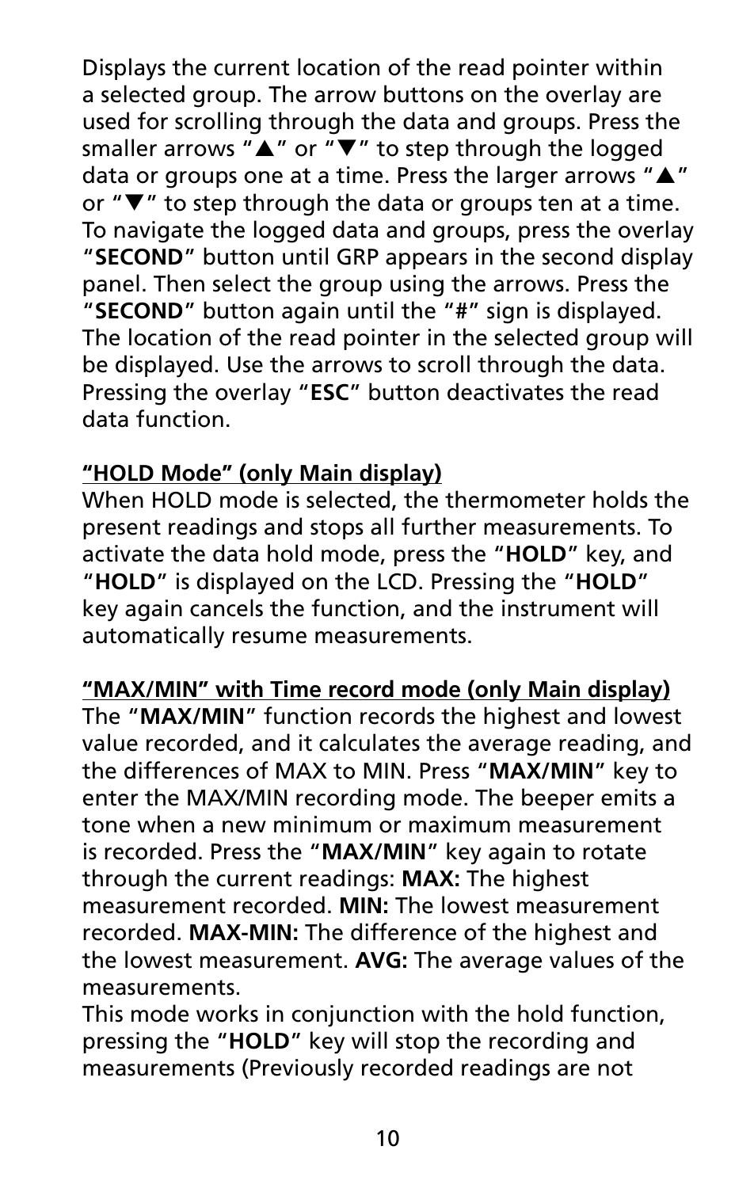Displays the current location of the read pointer within a selected group. The arrow buttons on the overlay are used for scrolling through the data and groups. Press the smaller arrows "▲" or "▼" to step through the logged data or groups one at a time. Press the larger arrows "▲" or "▼" to step through the data or groups ten at a time. To navigate the logged data and groups, press the overlay "**SECOND**" button until GRP appears in the second display panel. Then select the group using the arrows. Press the "**SECOND**" button again until the "**#**" sign is displayed. The location of the read pointer in the selected group will be displayed. Use the arrows to scroll through the data. Pressing the overlay "**ESC**" button deactivates the read data function.

**<u>"HOLD Mode" (only Main display)</u>**

When HOLD mode is selected, the thermometer holds the present readings and stops all further measurements. To activate the data hold mode, press the "**HOLD**" key, and "**HOLD**" is displayed on the LCD. Pressing the "**HOLD**" key again cancels the function, and the instrument will automatically resume measurements.

**<u>"MAX/MIN" with Time record mode (only Main display)</u>**

The "**MAX/MIN**" function records the highest and lowest value recorded, and it calculates the average reading, and the differences of MAX to MIN. Press "**MAX/MIN**" key to enter the MAX/MIN recording mode. The beeper emits a tone when a new minimum or maximum measurement is recorded. Press the "**MAX/MIN**" key again to rotate through the current readings: **MAX:** The highest measurement recorded. **MIN:** The lowest measurement recorded. **MAX-MIN:** The difference of the highest and the lowest measurement. **AVG:** The average values of the measurements.

This mode works in conjunction with the hold function, pressing the "**HOLD**" key will stop the recording and measurements (Previously recorded readings are not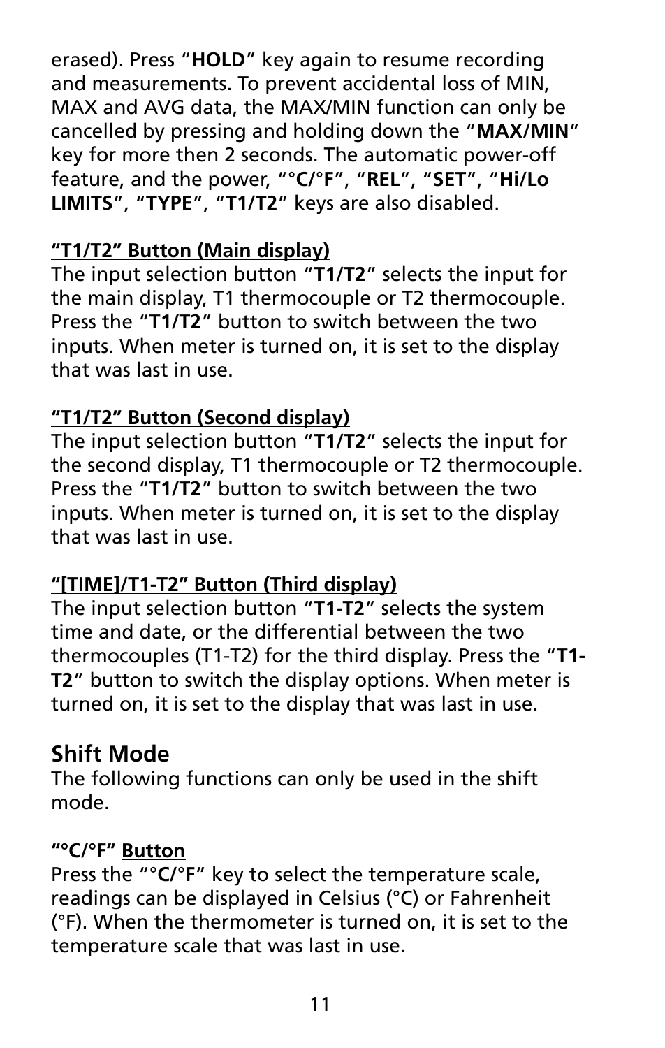erased). Press "**HOLD**" key again to resume recording and measurements. To prevent accidental loss of MIN, MAX and AVG data, the MAX/MIN function can only be cancelled by pressing and holding down the "**MAX/MIN**" key for more then 2 seconds. The automatic power-off feature, and the power, "**°C/°F**", "**REL**", "**SET**", "**Hi/Lo LIMITS**", "**TYPE**", "**T1/T2**" keys are also disabled.

**"T1/T2" Button (Main display)**

The input selection button "**T1/T2**" selects the input for the main display, T1 thermocouple or T2 thermocouple. Press the "**T1/T2**" button to switch between the two inputs. When meter is turned on, it is set to the display that was last in use.

**"T1/T2" Button (Second display)**

The input selection button "**T1/T2**" selects the input for the second display, T1 thermocouple or T2 thermocouple. Press the "**T1/T2**" button to switch between the two inputs. When meter is turned on, it is set to the display that was last in use.

**"[TIME]/T1-T2" Button (Third display)**

The input selection button "**T1-T2**" selects the system time and date, or the differential between the two thermocouples (T1-T2) for the third display. Press the "**T1-T2**" button to switch the display options. When meter is turned on, it is set to the display that was last in use.

## Shift Mode

The following functions can only be used in the shift mode.

**"°C/°F" Button**

Press the "**°C/°F**" key to select the temperature scale, readings can be displayed in Celsius (°C) or Fahrenheit (°F). When the thermometer is turned on, it is set to the temperature scale that was last in use.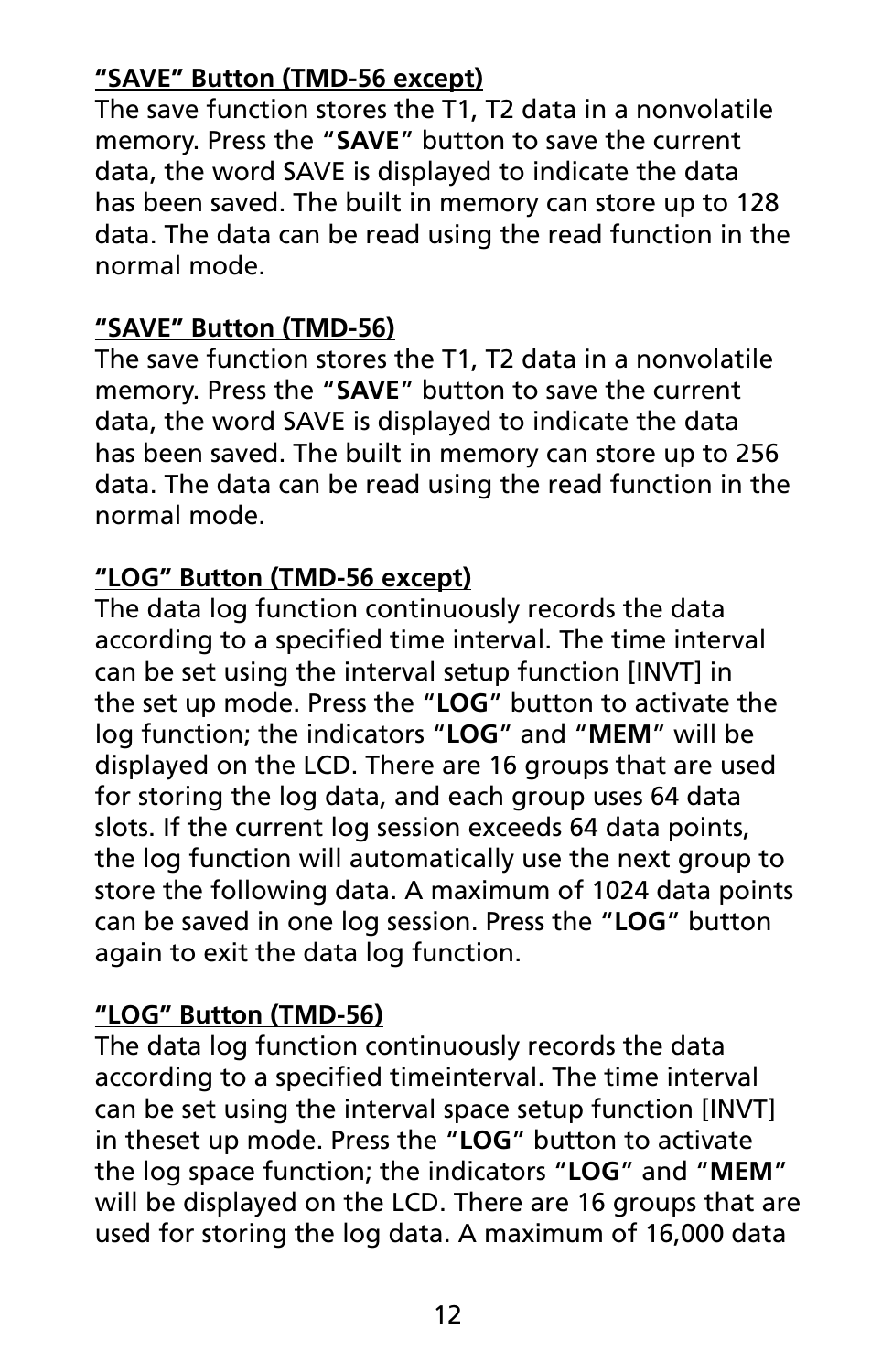**<u>"SAVE" Button (TMD-56 except)</u>**

The save function stores the T1, T2 data in a nonvolatile memory. Press the "**SAVE**" button to save the current data, the word SAVE is displayed to indicate the data has been saved. The built in memory can store up to 128 data. The data can be read using the read function in the normal mode.

**<u>"SAVE" Button (TMD-56)</u>**

The save function stores the T1, T2 data in a nonvolatile memory. Press the "**SAVE**" button to save the current data, the word SAVE is displayed to indicate the data has been saved. The built in memory can store up to 256 data. The data can be read using the read function in the normal mode.

**<u>"LOG" Button (TMD-56 except)</u>**

The data log function continuously records the data according to a specified time interval. The time interval can be set using the interval setup function [INVT] in the set up mode. Press the "**LOG**" button to activate the log function; the indicators "**LOG**" and "**MEM**" will be displayed on the LCD. There are 16 groups that are used for storing the log data, and each group uses 64 data slots. If the current log session exceeds 64 data points, the log function will automatically use the next group to store the following data. A maximum of 1024 data points can be saved in one log session. Press the "**LOG**" button again to exit the data log function.

**<u>"LOG" Button (TMD-56)</u>**

The data log function continuously records the data according to a specified timeinterval. The time interval can be set using the interval space setup function [INVT] in theset up mode. Press the "**LOG**" button to activate the log space function; the indicators "**LOG**" and "**MEM**" will be displayed on the LCD. There are 16 groups that are used for storing the log data. A maximum of 16,000 data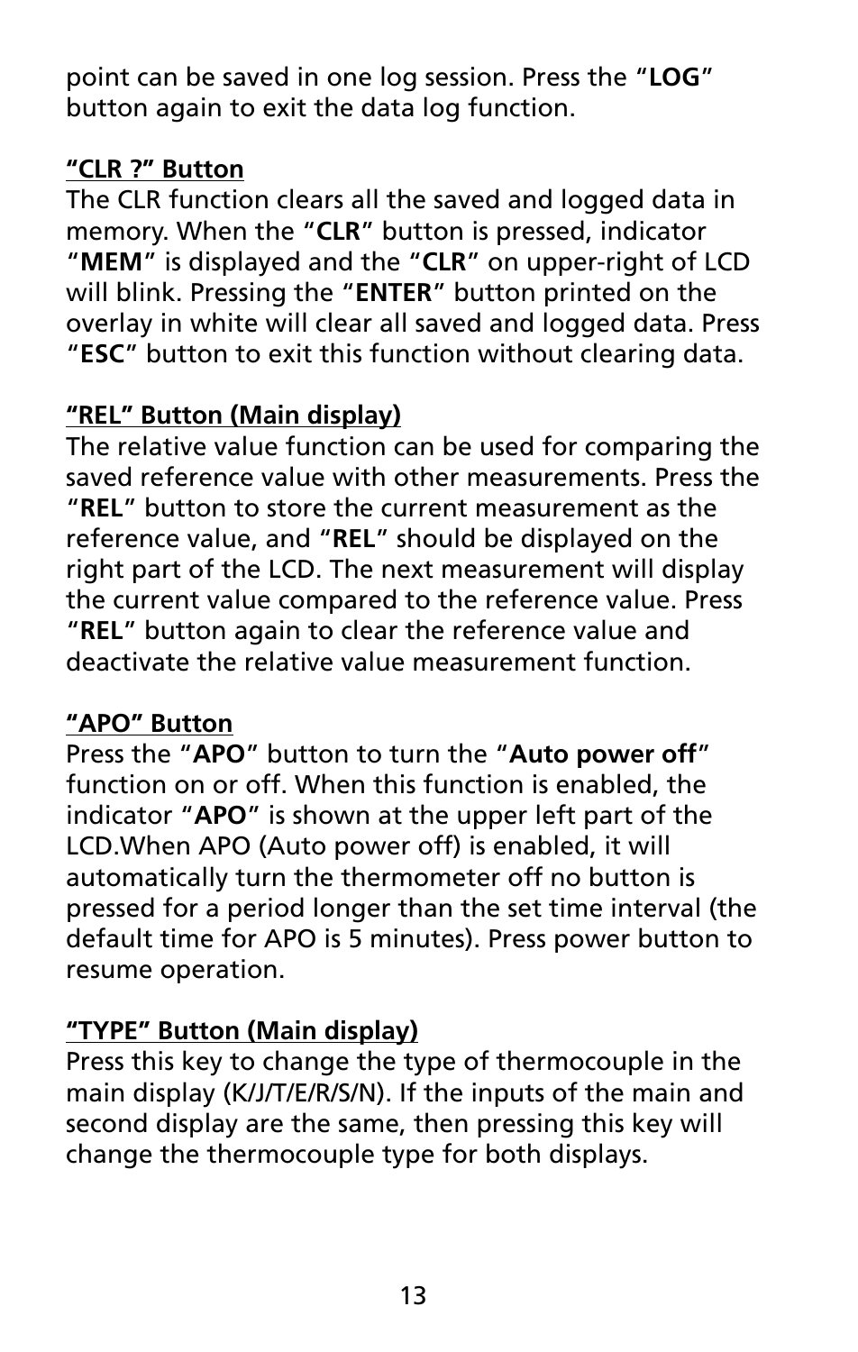point can be saved in one log session. Press the "**LOG**" button again to exit the data log function.

### "CLR ?" Button

The CLR function clears all the saved and logged data in memory. When the "**CLR**" button is pressed, indicator "**MEM**" is displayed and the "**CLR**" on upper-right of LCD will blink. Pressing the "**ENTER**" button printed on the overlay in white will clear all saved and logged data. Press "**ESC**" button to exit this function without clearing data.

### "REL" Button (Main display)

The relative value function can be used for comparing the saved reference value with other measurements. Press the "**REL**" button to store the current measurement as the reference value, and "**REL**" should be displayed on the right part of the LCD. The next measurement will display the current value compared to the reference value. Press "**REL**" button again to clear the reference value and deactivate the relative value measurement function.

### "APO" Button

Press the "**APO**" button to turn the "**Auto power off**" function on or off. When this function is enabled, the indicator "**APO**" is shown at the upper left part of the LCD.When APO (Auto power off) is enabled, it will automatically turn the thermometer off no button is pressed for a period longer than the set time interval (the default time for APO is 5 minutes). Press power button to resume operation.

### "TYPE" Button (Main display)

Press this key to change the type of thermocouple in the main display (K/J/T/E/R/S/N). If the inputs of the main and second display are the same, then pressing this key will change the thermocouple type for both displays.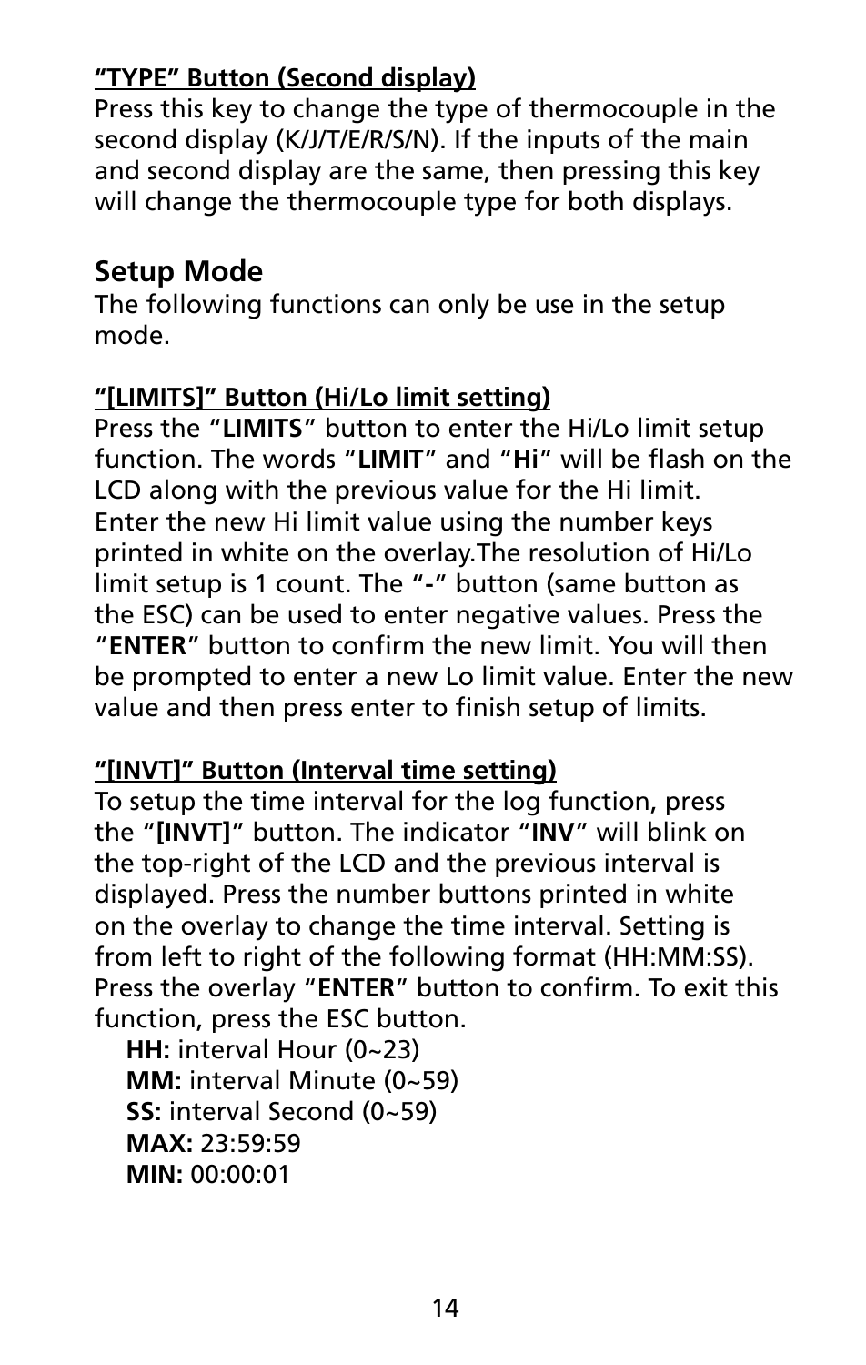**<u>"TYPE" Button (Second display)</u>**

Press this key to change the type of thermocouple in the second display (K/J/T/E/R/S/N). If the inputs of the main and second display are the same, then pressing this key will change the thermocouple type for both displays.

## Setup Mode

The following functions can only be use in the setup mode.

**<u>"[LIMITS]" Button (Hi/Lo limit setting)</u>**

Press the "**LIMITS**" button to enter the Hi/Lo limit setup function. The words "**LIMIT**" and "**Hi**" will be flash on the LCD along with the previous value for the Hi limit. Enter the new Hi limit value using the number keys printed in white on the overlay.The resolution of Hi/Lo limit setup is 1 count. The "**-**" button (same button as the ESC) can be used to enter negative values. Press the "**ENTER**" button to confirm the new limit. You will then be prompted to enter a new Lo limit value. Enter the new value and then press enter to finish setup of limits.

**<u>"[INVT]" Button (Interval time setting)</u>**

To setup the time interval for the log function, press the "**[INVT]**" button. The indicator "**INV**" will blink on the top-right of the LCD and the previous interval is displayed. Press the number buttons printed in white on the overlay to change the time interval. Setting is from left to right of the following format (HH:MM:SS). Press the overlay "**ENTER**" button to confirm. To exit this function, press the ESC button.

**HH:** interval Hour (0~23)
**MM:** interval Minute (0~59)
**SS:** interval Second (0~59)
**MAX:** 23:59:59
**MIN:** 00:00:01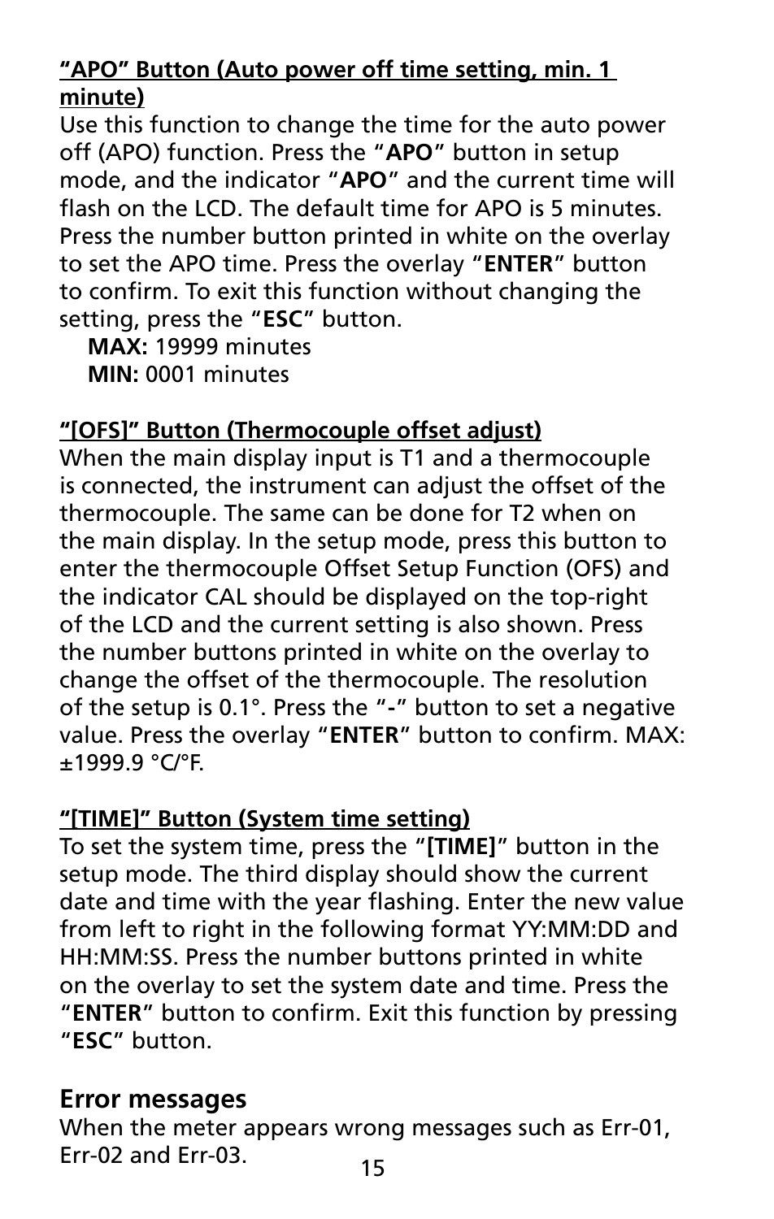**"APO" Button (Auto power off time setting, min. 1 minute)**

Use this function to change the time for the auto power off (APO) function. Press the "**APO**" button in setup mode, and the indicator "**APO**" and the current time will flash on the LCD. The default time for APO is 5 minutes. Press the number button printed in white on the overlay to set the APO time. Press the overlay "**ENTER**" button to confirm. To exit this function without changing the setting, press the "**ESC**" button.

**MAX:** 19999 minutes
**MIN:** 0001 minutes

**"[OFS]" Button (Thermocouple offset adjust)**

When the main display input is T1 and a thermocouple is connected, the instrument can adjust the offset of the thermocouple. The same can be done for T2 when on the main display. In the setup mode, press this button to enter the thermocouple Offset Setup Function (OFS) and the indicator CAL should be displayed on the top-right of the LCD and the current setting is also shown. Press the number buttons printed in white on the overlay to change the offset of the thermocouple. The resolution of the setup is 0.1°. Press the "**-**" button to set a negative value. Press the overlay "**ENTER**" button to confirm. MAX: ±1999.9 °C/°F.

**"[TIME]" Button (System time setting)**

To set the system time, press the "**[TIME]**" button in the setup mode. The third display should show the current date and time with the year flashing. Enter the new value from left to right in the following format YY:MM:DD and HH:MM:SS. Press the number buttons printed in white on the overlay to set the system date and time. Press the "**ENTER**" button to confirm. Exit this function by pressing "**ESC**" button.

## Error messages

When the meter appears wrong messages such as Err-01, Err-02 and Err-03.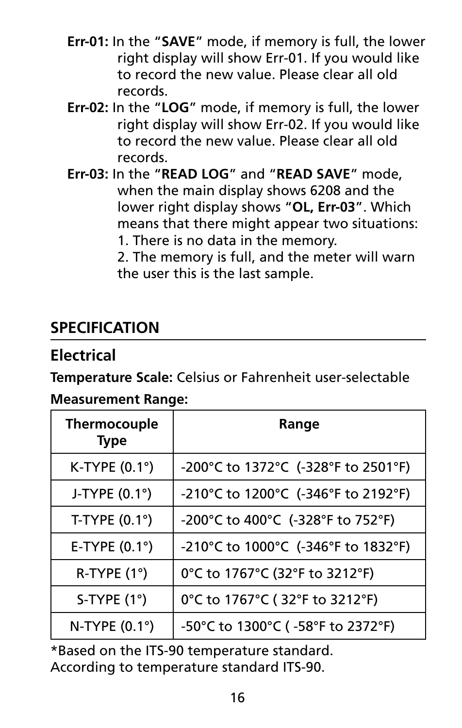**Err-01:** In the "**SAVE**" mode, if memory is full, the lower right display will show Err-01. If you would like to record the new value. Please clear all old records.

**Err-02:** In the "**LOG**" mode, if memory is full, the lower right display will show Err-02. If you would like to record the new value. Please clear all old records.

**Err-03:** In the "**READ LOG**" and "**READ SAVE**" mode, when the main display shows 6208 and the lower right display shows "**OL, Err-03**". Which means that there might appear two situations:
1. There is no data in the memory.
2. The memory is full, and the meter will warn the user this is the last sample.

## SPECIFICATION

### Electrical

**Temperature Scale:** Celsius or Fahrenheit user-selectable

**Measurement Range:**

| Thermocouple Type | Range |
|---|---|
| K-TYPE (0.1°) | -200°C to 1372°C (-328°F to 2501°F) |
| J-TYPE (0.1°) | -210°C to 1200°C (-346°F to 2192°F) |
| T-TYPE (0.1°) | -200°C to 400°C (-328°F to 752°F) |
| E-TYPE (0.1°) | -210°C to 1000°C (-346°F to 1832°F) |
| R-TYPE (1°) | 0°C to 1767°C (32°F to 3212°F) |
| S-TYPE (1°) | 0°C to 1767°C ( 32°F to 3212°F) |
| N-TYPE (0.1°) | -50°C to 1300°C ( -58°F to 2372°F) |

*Based on the ITS-90 temperature standard.
According to temperature standard ITS-90.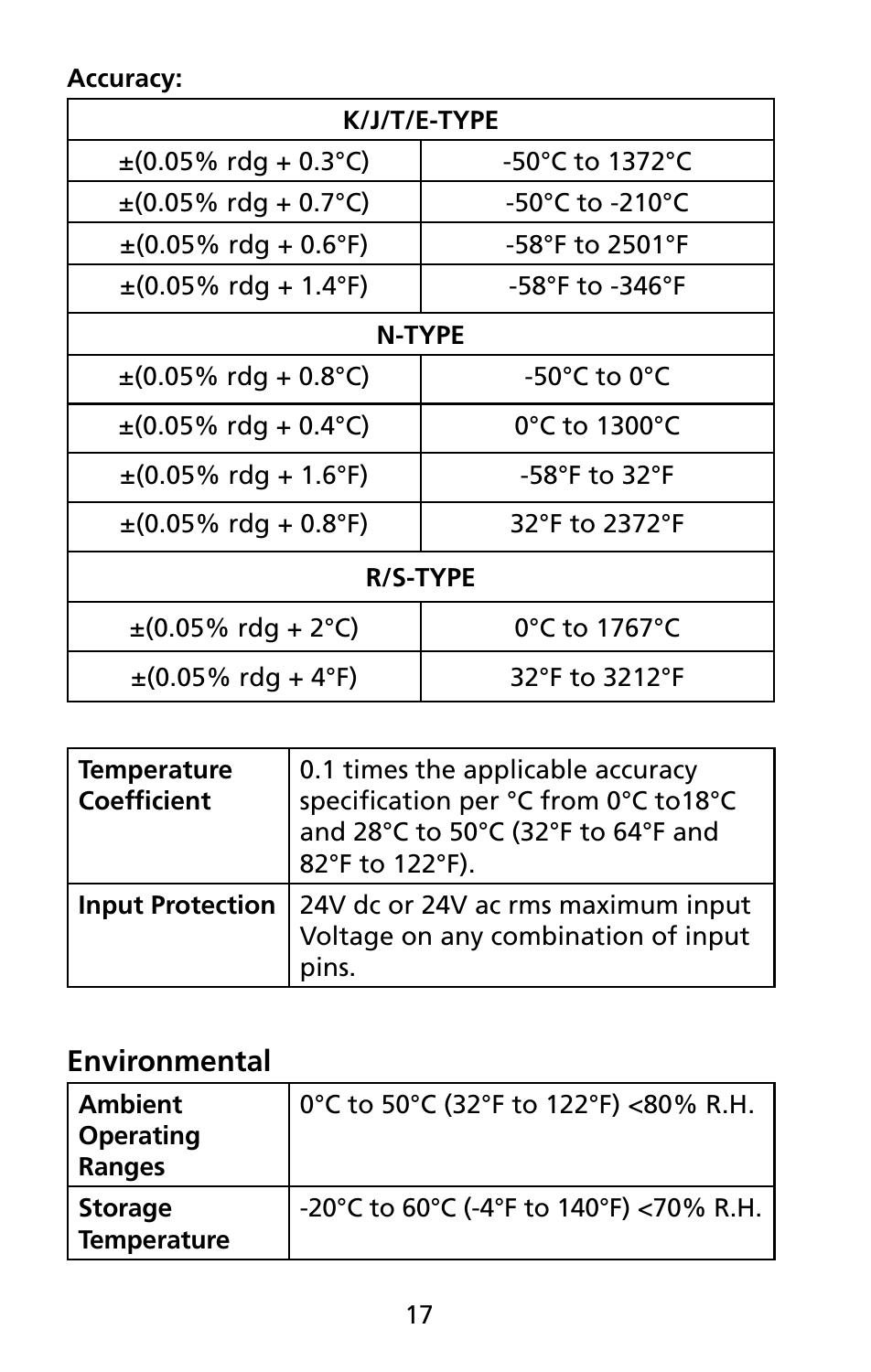**Accuracy:**

| K/J/T/E-TYPE | |
|---|---|
| ±(0.05% rdg + 0.3°C) | -50°C to 1372°C |
| ±(0.05% rdg + 0.7°C) | -50°C to -210°C |
| ±(0.05% rdg + 0.6°F) | -58°F to 2501°F |
| ±(0.05% rdg + 1.4°F) | -58°F to -346°F |
| **N-TYPE** | |
| ±(0.05% rdg + 0.8°C) | -50°C to 0°C |
| ±(0.05% rdg + 0.4°C) | 0°C to 1300°C |
| ±(0.05% rdg + 1.6°F) | -58°F to 32°F |
| ±(0.05% rdg + 0.8°F) | 32°F to 2372°F |
| **R/S-TYPE** | |
| ±(0.05% rdg + 2°C) | 0°C to 1767°C |
| ±(0.05% rdg + 4°F) | 32°F to 3212°F |

| | |
|---|---|
| **Temperature Coefficient** | 0.1 times the applicable accuracy specification per °C from 0°C to18°C and 28°C to 50°C (32°F to 64°F and 82°F to 122°F). |
| **Input Protection** | 24V dc or 24V ac rms maximum input Voltage on any combination of input pins. |

## Environmental

| | |
|---|---|
| **Ambient Operating Ranges** | 0°C to 50°C (32°F to 122°F) <80% R.H. |
| **Storage Temperature** | -20°C to 60°C (-4°F to 140°F) <70% R.H. |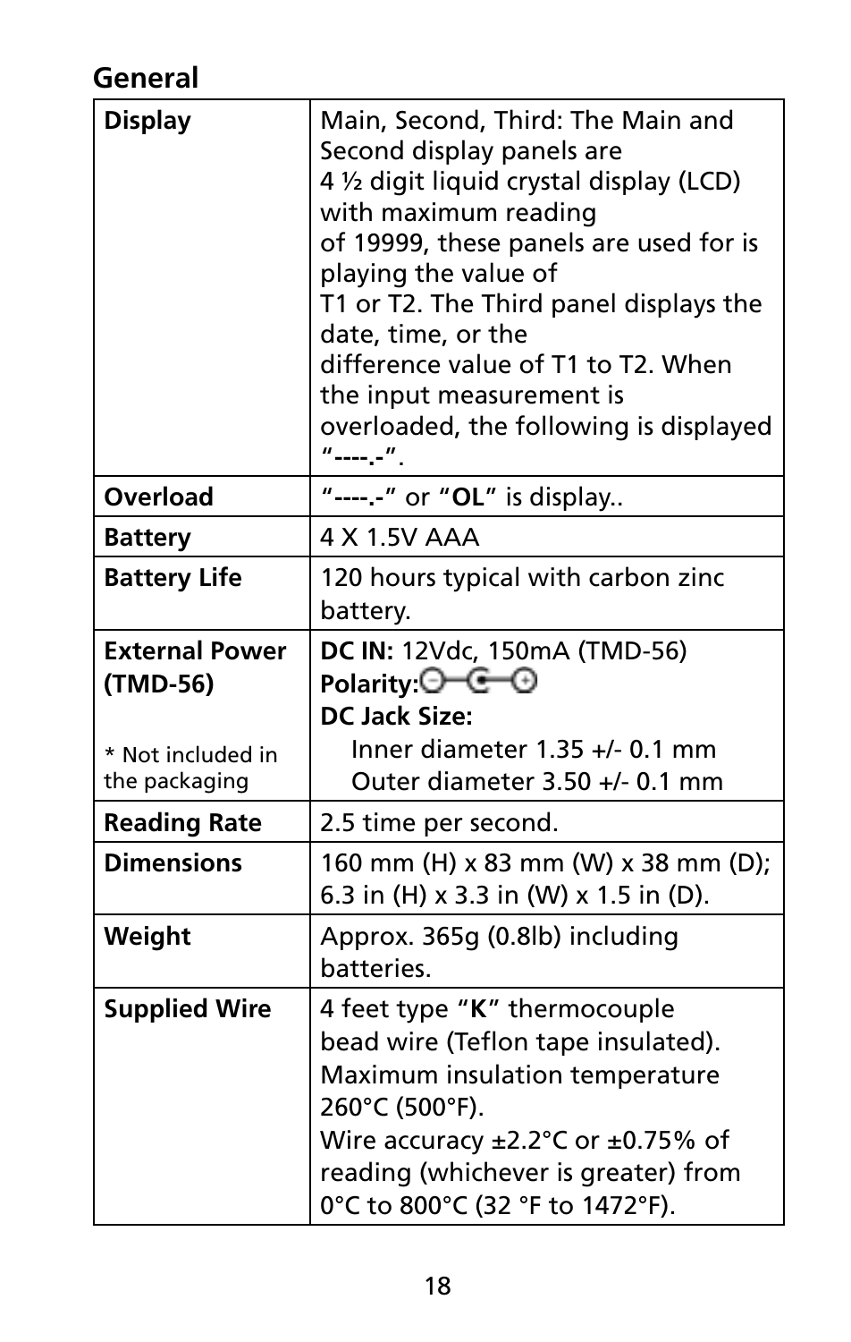## General

| | |
|---|---|
| **Display** | Main, Second, Third: The Main and Second display panels are 4 ½ digit liquid crystal display (LCD) with maximum reading of 19999, these panels are used for is playing the value of T1 or T2. The Third panel displays the date, time, or the difference value of T1 to T2. When the input measurement is overloaded, the following is displayed "----.-". |
| **Overload** | "----.-" or "**OL**" is display.. |
| **Battery** | 4 X 1.5V AAA |
| **Battery Life** | 120 hours typical with carbon zinc battery. |
| **External Power (TMD-56)**<br><br>* Not included in the packaging | **DC IN:** 12Vdc, 150mA (TMD-56)<br>**Polarity:** ⊖—◐—⊕<br>**DC Jack Size:**<br>Inner diameter 1.35 +/- 0.1 mm<br>Outer diameter 3.50 +/- 0.1 mm |
| **Reading Rate** | 2.5 time per second. |
| **Dimensions** | 160 mm (H) x 83 mm (W) x 38 mm (D); 6.3 in (H) x 3.3 in (W) x 1.5 in (D). |
| **Weight** | Approx. 365g (0.8lb) including batteries. |
| **Supplied Wire** | 4 feet type "**K**" thermocouple bead wire (Teflon tape insulated). Maximum insulation temperature 260°C (500°F).<br>Wire accuracy ±2.2°C or ±0.75% of reading (whichever is greater) from 0°C to 800°C (32 °F to 1472°F). |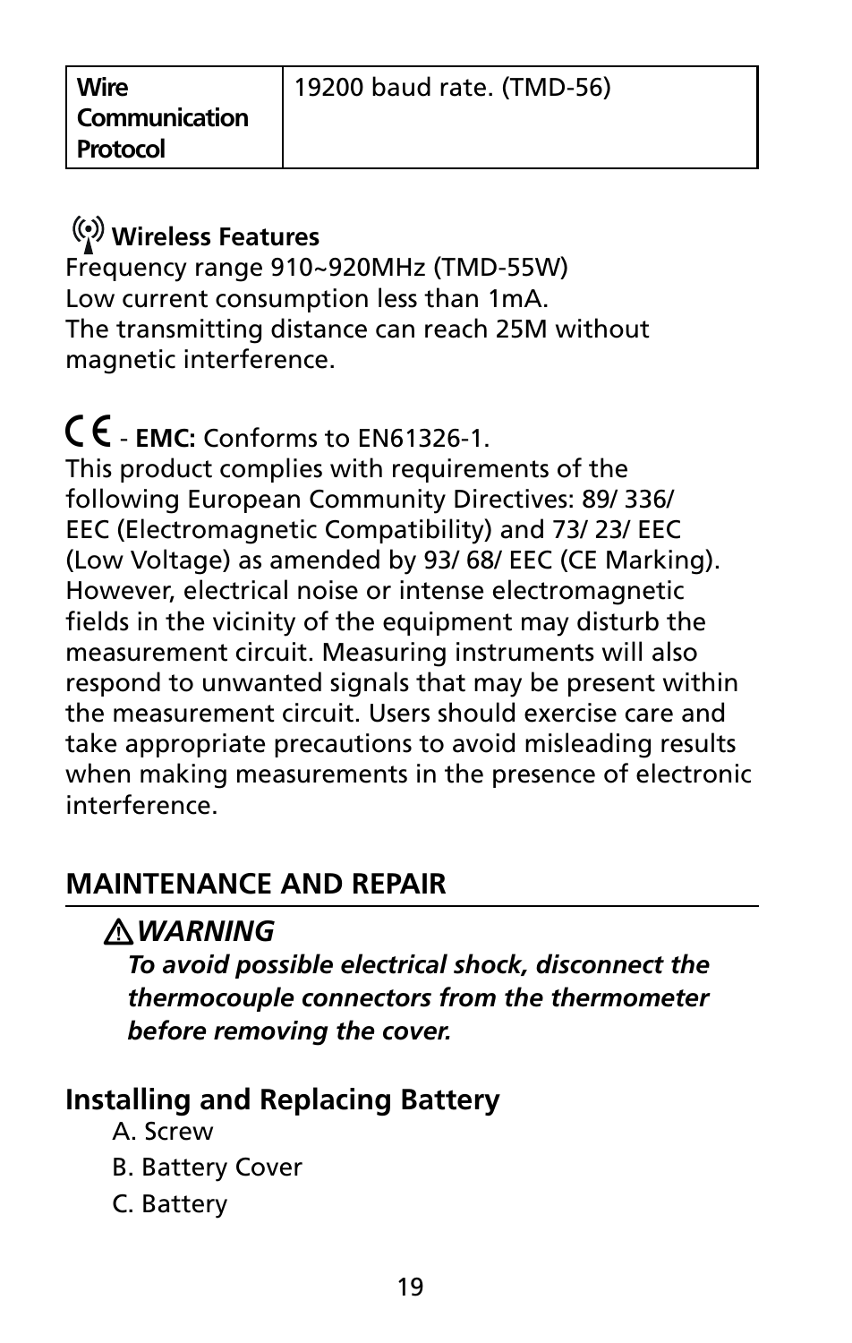| **Wire Communication Protocol** | 19200 baud rate. (TMD-56) |
|---|---|

**Wireless Features**
Frequency range 910~920MHz (TMD-55W)
Low current consumption less than 1mA.
The transmitting distance can reach 25M without magnetic interference.

CE - **EMC:** Conforms to EN61326-1.
This product complies with requirements of the following European Community Directives: 89/ 336/ EEC (Electromagnetic Compatibility) and 73/ 23/ EEC (Low Voltage) as amended by 93/ 68/ EEC (CE Marking). However, electrical noise or intense electromagnetic fields in the vicinity of the equipment may disturb the measurement circuit. Measuring instruments will also respond to unwanted signals that may be present within the measurement circuit. Users should exercise care and take appropriate precautions to avoid misleading results when making measurements in the presence of electronic interference.

## MAINTENANCE AND REPAIR

***WARNING***

***To avoid possible electrical shock, disconnect the thermocouple connectors from the thermometer before removing the cover.***

### Installing and Replacing Battery

A. Screw

B. Battery Cover

C. Battery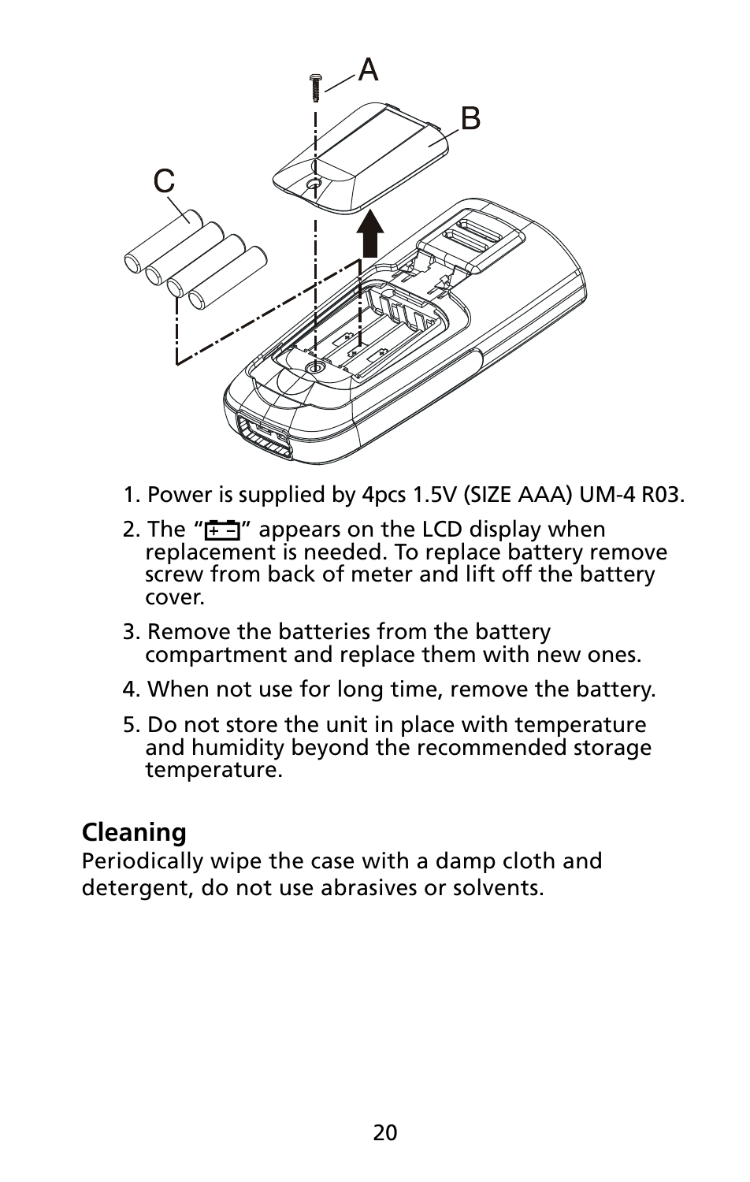1. Power is supplied by 4pcs 1.5V (SIZE AAA) UM-4 R03.
2. The "[+ −]" appears on the LCD display when replacement is needed. To replace battery remove screw from back of meter and lift off the battery cover.
3. Remove the batteries from the battery compartment and replace them with new ones.
4. When not use for long time, remove the battery.
5. Do not store the unit in place with temperature and humidity beyond the recommended storage temperature.

## Cleaning

Periodically wipe the case with a damp cloth and detergent, do not use abrasives or solvents.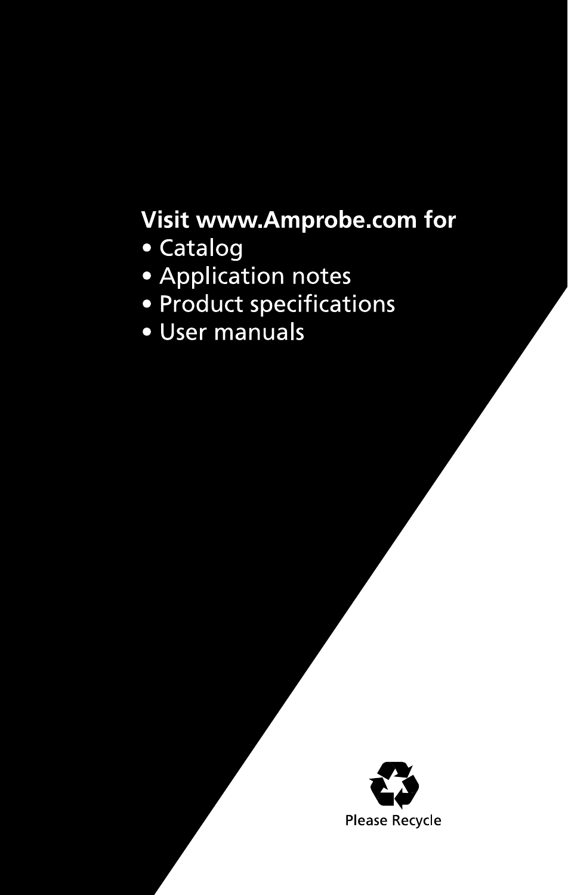**Visit www.Amprobe.com for**

- Catalog
- Application notes
- Product specifications
- User manuals

Please Recycle